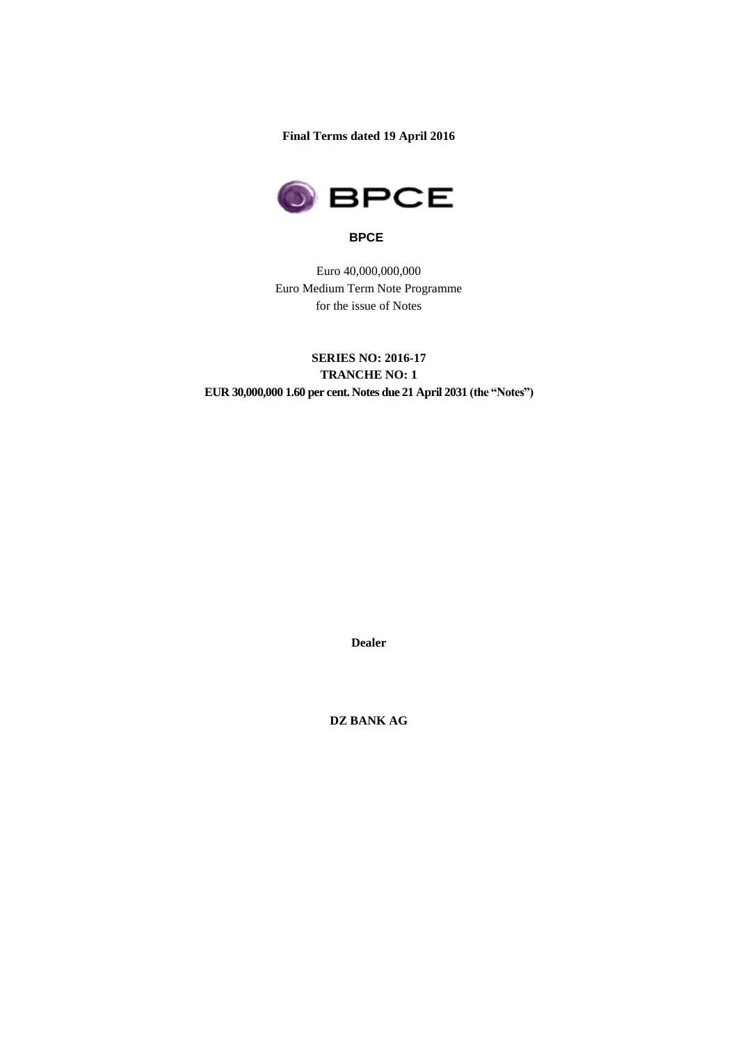**Final Terms dated 19 April 2016**

**BPCE**

Euro 40,000,000,000
Euro Medium Term Note Programme
for the issue of Notes

**SERIES NO: 2016-17**
**TRANCHE NO: 1**
**EUR 30,000,000 1.60 per cent. Notes due 21 April 2031 (the "Notes")**

**Dealer**

**DZ BANK AG**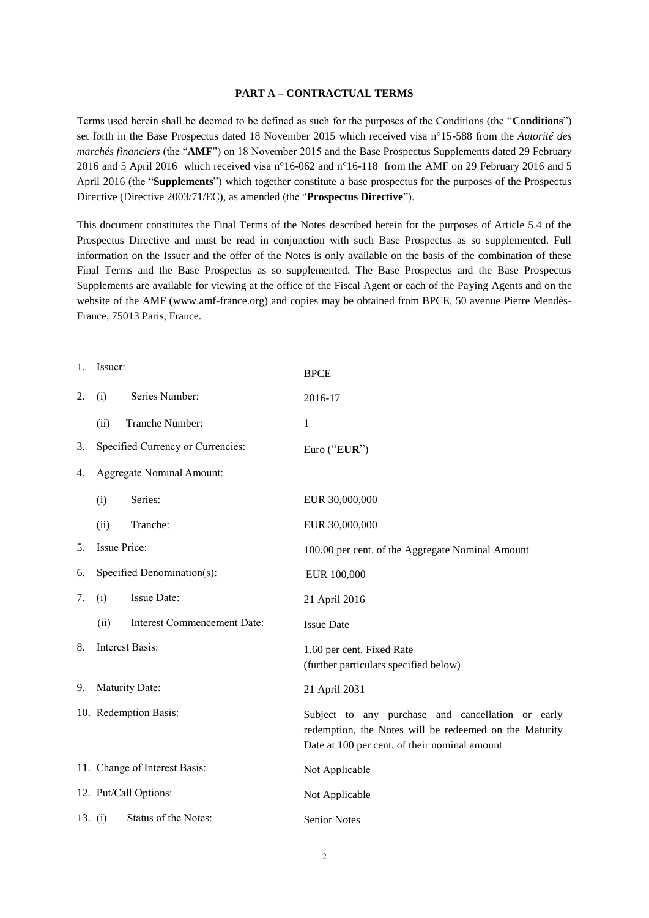**PART A – CONTRACTUAL TERMS**

Terms used herein shall be deemed to be defined as such for the purposes of the Conditions (the "**Conditions**") set forth in the Base Prospectus dated 18 November 2015 which received visa n°15-588 from the *Autorité des marchés financiers* (the "**AMF**") on 18 November 2015 and the Base Prospectus Supplements dated 29 February 2016 and 5 April 2016 which received visa n°16-062 and n°16-118 from the AMF on 29 February 2016 and 5 April 2016 (the "**Supplements**") which together constitute a base prospectus for the purposes of the Prospectus Directive (Directive 2003/71/EC), as amended (the "**Prospectus Directive**").

This document constitutes the Final Terms of the Notes described herein for the purposes of Article 5.4 of the Prospectus Directive and must be read in conjunction with such Base Prospectus as so supplemented. Full information on the Issuer and the offer of the Notes is only available on the basis of the combination of these Final Terms and the Base Prospectus as so supplemented. The Base Prospectus and the Base Prospectus Supplements are available for viewing at the office of the Fiscal Agent or each of the Paying Agents and on the website of the AMF (www.amf-france.org) and copies may be obtained from BPCE, 50 avenue Pierre Mendès-France, 75013 Paris, France.

| | |
|---|---|
| 1. Issuer: | BPCE |
| 2. (i) Series Number: | 2016-17 |
| (ii) Tranche Number: | 1 |
| 3. Specified Currency or Currencies: | Euro ("**EUR**") |
| 4. Aggregate Nominal Amount: | |
| (i) Series: | EUR 30,000,000 |
| (ii) Tranche: | EUR 30,000,000 |
| 5. Issue Price: | 100.00 per cent. of the Aggregate Nominal Amount |
| 6. Specified Denomination(s): | EUR 100,000 |
| 7. (i) Issue Date: | 21 April 2016 |
| (ii) Interest Commencement Date: | Issue Date |
| 8. Interest Basis: | 1.60 per cent. Fixed Rate (further particulars specified below) |
| 9. Maturity Date: | 21 April 2031 |
| 10. Redemption Basis: | Subject to any purchase and cancellation or early redemption, the Notes will be redeemed on the Maturity Date at 100 per cent. of their nominal amount |
| 11. Change of Interest Basis: | Not Applicable |
| 12. Put/Call Options: | Not Applicable |
| 13. (i) Status of the Notes: | Senior Notes |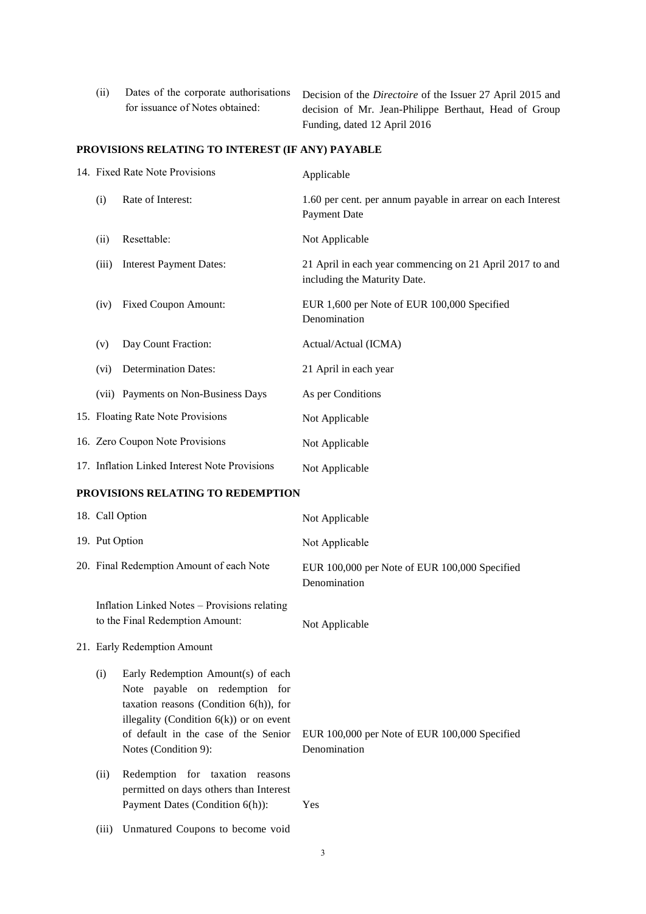| | | |
|---|---|---|
| (ii) | Dates of the corporate authorisations for issuance of Notes obtained: | Decision of the *Directoire* of the Issuer 27 April 2015 and decision of Mr. Jean-Philippe Berthaut, Head of Group Funding, dated 12 April 2016 |

**PROVISIONS RELATING TO INTEREST (IF ANY) PAYABLE**

| | | |
|---|---|---|
| 14. | Fixed Rate Note Provisions | Applicable |
| (i) | Rate of Interest: | 1.60 per cent. per annum payable in arrear on each Interest Payment Date |
| (ii) | Resettable: | Not Applicable |
| (iii) | Interest Payment Dates: | 21 April in each year commencing on 21 April 2017 to and including the Maturity Date. |
| (iv) | Fixed Coupon Amount: | EUR 1,600 per Note of EUR 100,000 Specified Denomination |
| (v) | Day Count Fraction: | Actual/Actual (ICMA) |
| (vi) | Determination Dates: | 21 April in each year |
| (vii) | Payments on Non-Business Days | As per Conditions |
| 15. | Floating Rate Note Provisions | Not Applicable |
| 16. | Zero Coupon Note Provisions | Not Applicable |
| 17. | Inflation Linked Interest Note Provisions | Not Applicable |

**PROVISIONS RELATING TO REDEMPTION**

| | | |
|---|---|---|
| 18. | Call Option | Not Applicable |
| 19. | Put Option | Not Applicable |
| 20. | Final Redemption Amount of each Note | EUR 100,000 per Note of EUR 100,000 Specified Denomination |
| | Inflation Linked Notes – Provisions relating to the Final Redemption Amount: | Not Applicable |
| 21. | Early Redemption Amount | |
| (i) | Early Redemption Amount(s) of each Note payable on redemption for taxation reasons (Condition 6(h)), for illegality (Condition 6(k)) or on event of default in the case of the Senior Notes (Condition 9): | EUR 100,000 per Note of EUR 100,000 Specified Denomination |
| (ii) | Redemption for taxation reasons permitted on days others than Interest Payment Dates (Condition 6(h)): | Yes |
| (iii) | Unmatured Coupons to become void | |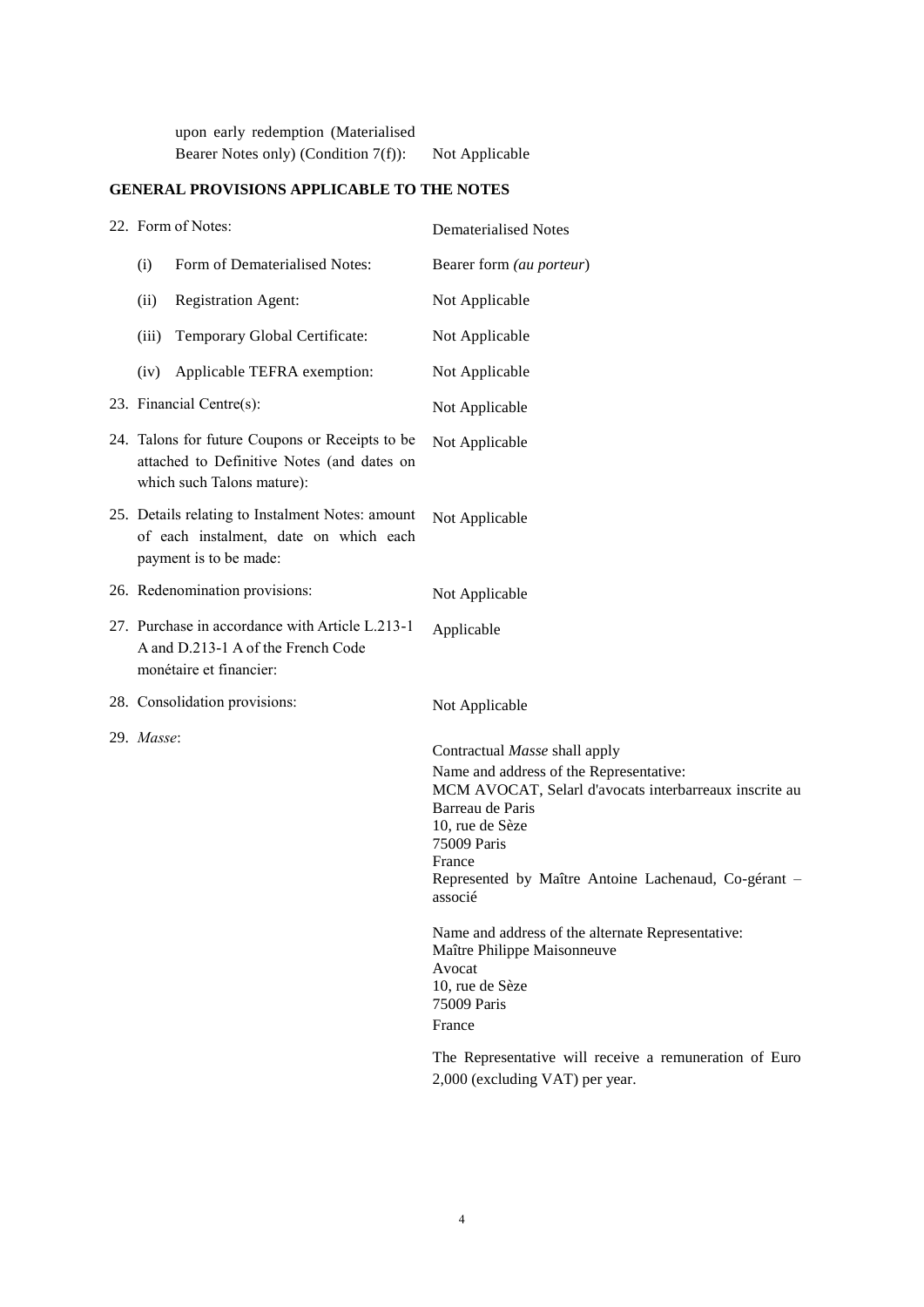| | |
|---|---|
| upon early redemption (Materialised Bearer Notes only) (Condition 7(f)): | Not Applicable |

**GENERAL PROVISIONS APPLICABLE TO THE NOTES**

| | |
|---|---|
| 22. Form of Notes: | Dematerialised Notes |
| (i) Form of Dematerialised Notes: | Bearer form *(au porteur*) |
| (ii) Registration Agent: | Not Applicable |
| (iii) Temporary Global Certificate: | Not Applicable |
| (iv) Applicable TEFRA exemption: | Not Applicable |
| 23. Financial Centre(s): | Not Applicable |
| 24. Talons for future Coupons or Receipts to be attached to Definitive Notes (and dates on which such Talons mature): | Not Applicable |
| 25. Details relating to Instalment Notes: amount of each instalment, date on which each payment is to be made: | Not Applicable |
| 26. Redenomination provisions: | Not Applicable |
| 27. Purchase in accordance with Article L.213-1 A and D.213-1 A of the French Code monétaire et financier: | Applicable |
| 28. Consolidation provisions: | Not Applicable |
| 29. *Masse*: | Contractual *Masse* shall apply<br>Name and address of the Representative:<br>MCM AVOCAT, Selarl d'avocats interbarreaux inscrite au Barreau de Paris<br>10, rue de Sèze<br>75009 Paris<br>France<br>Represented by Maître Antoine Lachenaud, Co-gérant – associé<br><br>Name and address of the alternate Representative:<br>Maître Philippe Maisonneuve<br>Avocat<br>10, rue de Sèze<br>75009 Paris<br>France<br><br>The Representative will receive a remuneration of Euro 2,000 (excluding VAT) per year. |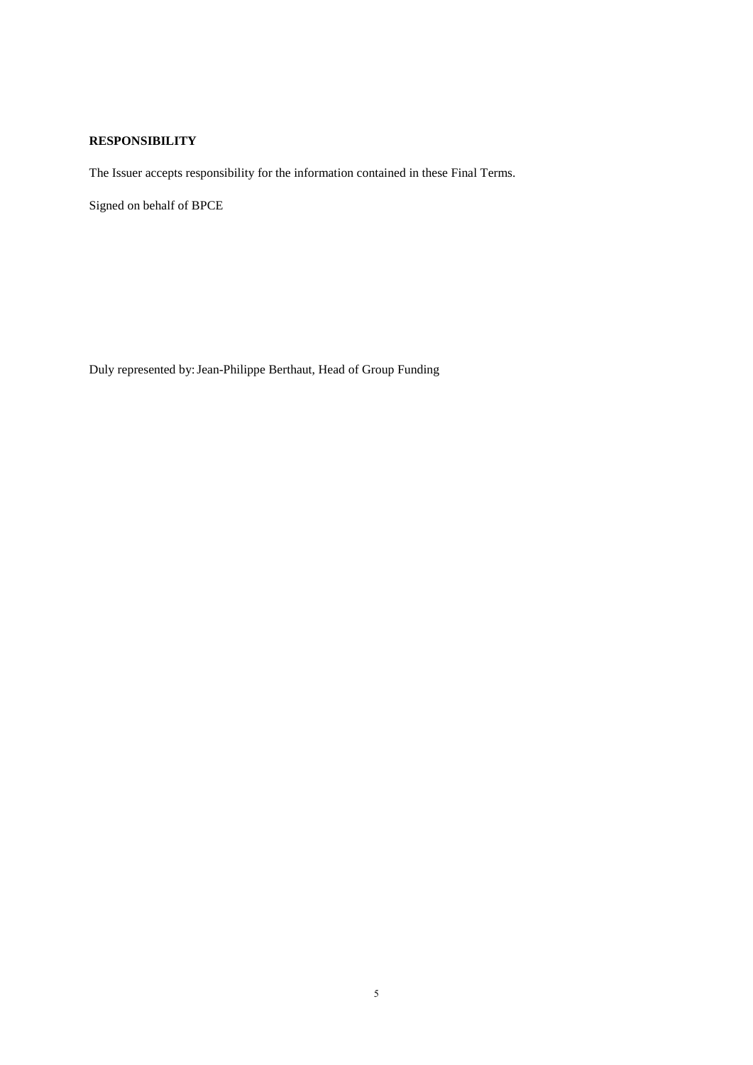**RESPONSIBILITY**

The Issuer accepts responsibility for the information contained in these Final Terms.

Signed on behalf of BPCE

Duly represented by: Jean-Philippe Berthaut, Head of Group Funding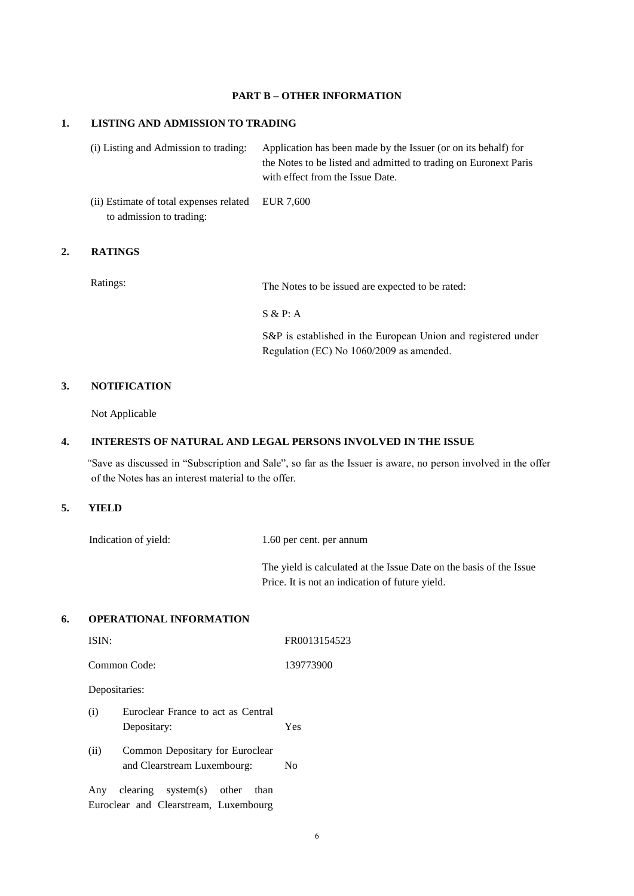## PART B – OTHER INFORMATION

### 1. LISTING AND ADMISSION TO TRADING

| | |
|---|---|
| (i) Listing and Admission to trading: | Application has been made by the Issuer (or on its behalf) for the Notes to be listed and admitted to trading on Euronext Paris with effect from the Issue Date. |
| (ii) Estimate of total expenses related to admission to trading: | EUR 7,600 |

### 2. RATINGS

| | |
|---|---|
| Ratings: | The Notes to be issued are expected to be rated:<br><br>S & P: A<br><br>S&P is established in the European Union and registered under Regulation (EC) No 1060/2009 as amended. |

### 3. NOTIFICATION

Not Applicable

### 4. INTERESTS OF NATURAL AND LEGAL PERSONS INVOLVED IN THE ISSUE

"Save as discussed in "Subscription and Sale", so far as the Issuer is aware, no person involved in the offer of the Notes has an interest material to the offer.

### 5. YIELD

| | |
|---|---|
| Indication of yield: | 1.60 per cent. per annum<br><br>The yield is calculated at the Issue Date on the basis of the Issue Price. It is not an indication of future yield. |

### 6. OPERATIONAL INFORMATION

| | |
|---|---|
| ISIN: | FR0013154523 |
| Common Code: | 139773900 |
| Depositaries: | |
| (i) Euroclear France to act as Central Depositary: | Yes |
| (ii) Common Depositary for Euroclear and Clearstream Luxembourg: | No |

Any clearing system(s) other than Euroclear and Clearstream, Luxembourg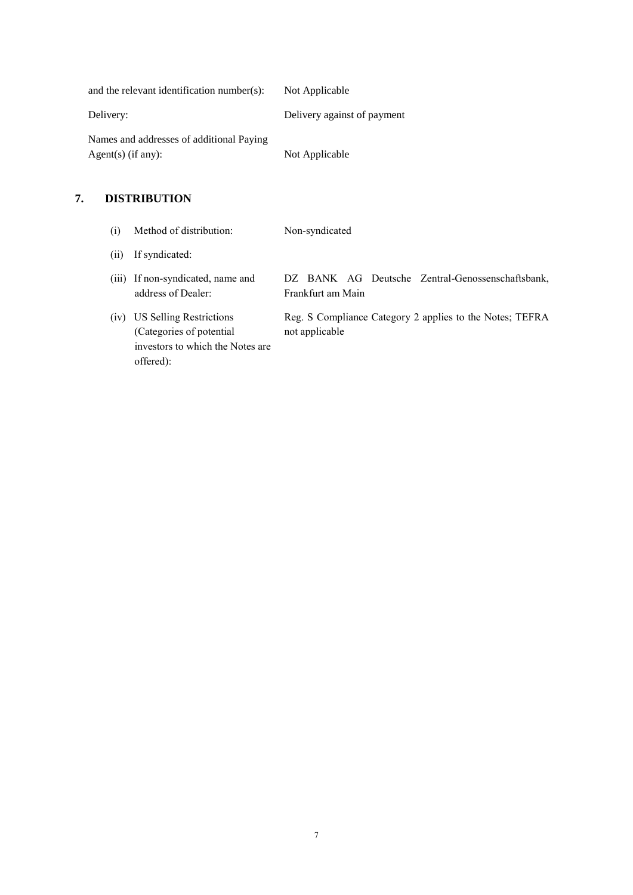| | |
|---|---|
| and the relevant identification number(s): | Not Applicable |
| Delivery: | Delivery against of payment |
| Names and addresses of additional Paying Agent(s) (if any): | Not Applicable |

## 7. DISTRIBUTION

| | | |
|---|---|---|
| (i) | Method of distribution: | Non-syndicated |
| (ii) | If syndicated: | |
| (iii) | If non-syndicated, name and address of Dealer: | DZ BANK AG Deutsche Zentral-Genossenschaftsbank, Frankfurt am Main |
| (iv) | US Selling Restrictions (Categories of potential investors to which the Notes are offered): | Reg. S Compliance Category 2 applies to the Notes; TEFRA not applicable |